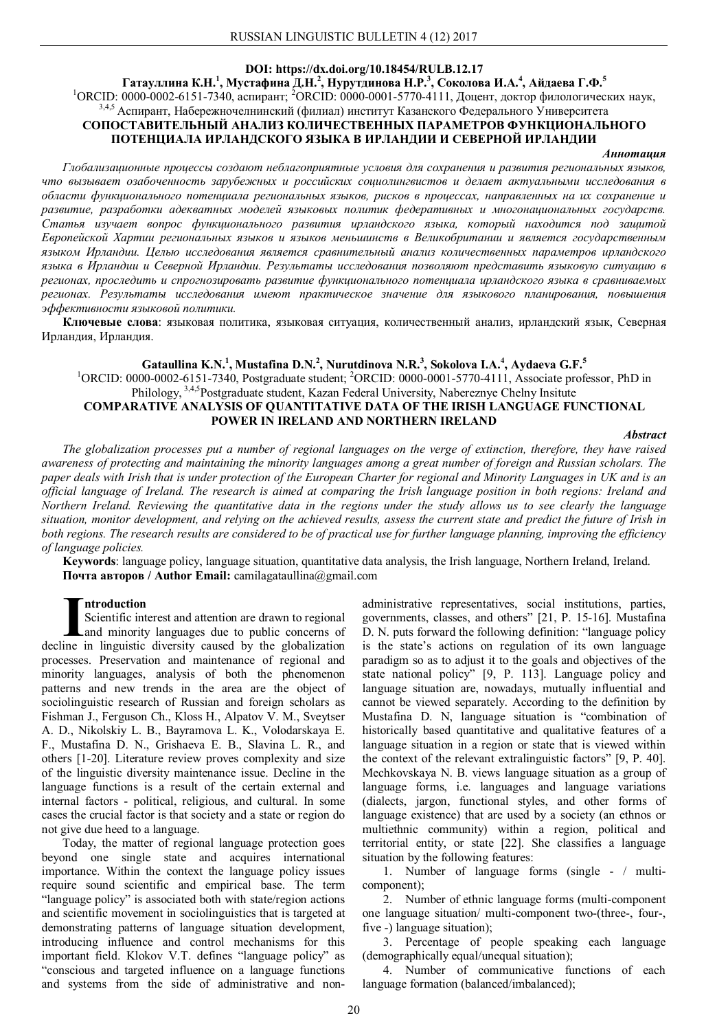**DOI: https://dx.doi.org/10.18454/RULB.12.17**

**Гатауллина К.Н.[1], Мустафина Д.Н.[2], Нурутдинова Н.Р.[3], Соколова И.А.[4], Айдаева Г.Ф.[5]**

[1]ORCID: 0000-0002-6151-7340, аспирант; [2]ORCID: 0000-0001-5770-4111, Доцент, доктор филологических наук, [3,4,5] Аспирант, Набережночелнинский (филиал) институт Казанского Федерального Университета

# СОПОСТАВИТЕЛЬНЫЙ АНАЛИЗ КОЛИЧЕСТВЕННЫХ ПАРАМЕТРОВ ФУНКЦИОНАЛЬНОГО ПОТЕНЦИАЛА ИРЛАНДСКОГО ЯЗЫКА В ИРЛАНДИИ И СЕВЕРНОЙ ИРЛАНДИИ

***Аннотация***

*Глобализационные процессы создают неблагоприятные условия для сохранения и развития региональных языков, что вызывает озабоченность зарубежных и российских социолингвистов и делает актуальными исследования в области функционального потенциала региональных языков, рисков в процессах, направленных на их сохранение и развитие, разработки адекватных моделей языковых политик федеративных и многонациональных государств. Статья изучает вопрос функционального развития ирландского языка, который находится под защитой Европейской Хартии региональных языков и языков меньшинств в Великобритании и является государственным языком Ирландии. Целью исследования является сравнительный анализ количественных параметров ирландского языка в Ирландии и Северной Ирландии. Результаты исследования позволяют представить языковую ситуацию в регионах, проследить и спрогнозировать развитие функционального потенциала ирландского языка в сравниваемых регионах. Результаты исследования имеют практическое значение для языкового планирования, повышения эффективности языковой политики.*

**Ключевые слова**: языковая политика, языковая ситуация, количественный анализ, ирландский язык, Северная Ирландия, Ирландия.

**Gataullina K.N.[1], Mustafina D.N.[2], Nurutdinova N.R.[3], Sokolova I.A.[4], Aydaeva G.F.[5]**

[1]ORCID: 0000-0002-6151-7340, Postgraduate student; [2]ORCID: 0000-0001-5770-4111, Associate professor, PhD in Philology, [3,4,5]Postgraduate student, Kazan Federal University, Nabereznye Chelny Insitute

# COMPARATIVE ANALYSIS OF QUANTITATIVE DATA OF THE IRISH LANGUAGE FUNCTIONAL POWER IN IRELAND AND NORTHERN IRELAND

***Abstract***

*The globalization processes put a number of regional languages on the verge of extinction, therefore, they have raised awareness of protecting and maintaining the minority languages among a great number of foreign and Russian scholars. The paper deals with Irish that is under protection of the European Charter for regional and Minority Languages in UK and is an official language of Ireland. The research is aimed at comparing the Irish language position in both regions: Ireland and Northern Ireland. Reviewing the quantitative data in the regions under the study allows us to see clearly the language situation, monitor development, and relying on the achieved results, assess the current state and predict the future of Irish in both regions. The research results are considered to be of practical use for further language planning, improving the efficiency of language policies.*

**Keywords**: language policy, language situation, quantitative data analysis, the Irish language, Northern Ireland, Ireland.

**Почта авторов / Author Email:** camilagataullina@gmail.com

## Introduction

Scientific interest and attention are drawn to regional and minority languages due to public concerns of decline in linguistic diversity caused by the globalization processes. Preservation and maintenance of regional and minority languages, analysis of both the phenomenon patterns and new trends in the area are the object of sociolinguistic research of Russian and foreign scholars as Fishman J., Ferguson Ch., Kloss H., Alpatov V. M., Sveytser A. D., Nikolskiy L. B., Bayramova L. K., Volodarskaya E. F., Mustafina D. N., Grishaeva E. B., Slavina L. R., and others [1-20]. Literature review proves complexity and size of the linguistic diversity maintenance issue. Decline in the language functions is a result of the certain external and internal factors - political, religious, and cultural. In some cases the crucial factor is that society and a state or region do not give due heed to a language.

Today, the matter of regional language protection goes beyond one single state and acquires international importance. Within the context the language policy issues require sound scientific and empirical base. The term "language policy" is associated both with state/region actions and scientific movement in sociolinguistics that is targeted at demonstrating patterns of language situation development, introducing influence and control mechanisms for this important field. Klokov V.T. defines "language policy" as "conscious and targeted influence on a language functions and systems from the side of administrative and non-administrative representatives, social institutions, parties, governments, classes, and others" [21, P. 15-16]. Mustafina D. N. puts forward the following definition: "language policy is the state's actions on regulation of its own language paradigm so as to adjust it to the goals and objectives of the state national policy" [9, P. 113]. Language policy and language situation are, nowadays, mutually influential and cannot be viewed separately. According to the definition by Mustafina D. N, language situation is "combination of historically based quantitative and qualitative features of a language situation in a region or state that is viewed within the context of the relevant extralinguistic factors" [9, P. 40]. Mechkovskaya N. B. views language situation as a group of language forms, i.e. languages and language variations (dialects, jargon, functional styles, and other forms of language existence) that are used by a society (an ethnos or multiethnic community) within a region, political and territorial entity, or state [22]. She classifies a language situation by the following features:

1. Number of language forms (single - / multi-component);
2. Number of ethnic language forms (multi-component one language situation/ multi-component two-(three-, four-, five -) language situation);
3. Percentage of people speaking each language (demographically equal/unequal situation);
4. Number of communicative functions of each language formation (balanced/imbalanced);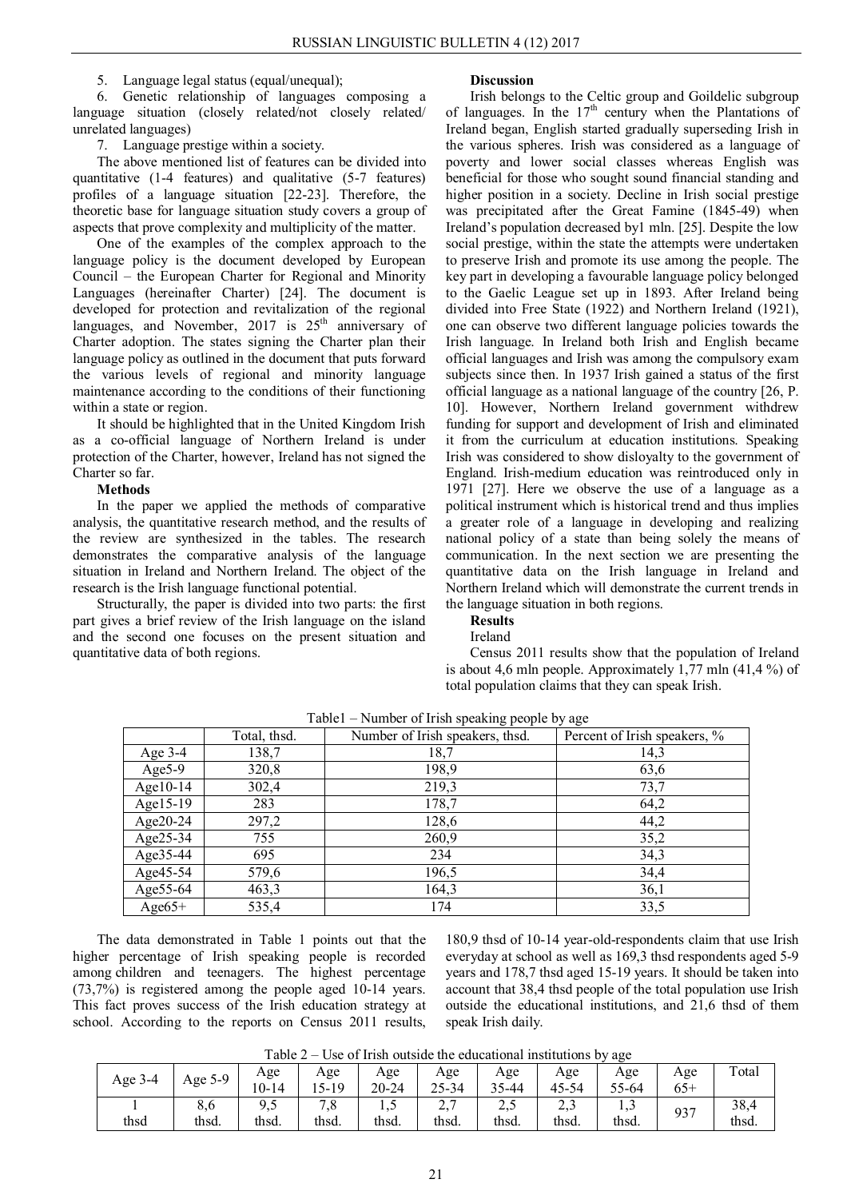5. Language legal status (equal/unequal);
6. Genetic relationship of languages composing a language situation (closely related/not closely related/ unrelated languages)
7. Language prestige within a society.

The above mentioned list of features can be divided into quantitative (1-4 features) and qualitative (5-7 features) profiles of a language situation [22-23]. Therefore, the theoretic base for language situation study covers a group of aspects that prove complexity and multiplicity of the matter.

One of the examples of the complex approach to the language policy is the document developed by European Council – the European Charter for Regional and Minority Languages (hereinafter Charter) [24]. The document is developed for protection and revitalization of the regional languages, and November, 2017 is 25[th] anniversary of Charter adoption. The states signing the Charter plan their language policy as outlined in the document that puts forward the various levels of regional and minority language maintenance according to the conditions of their functioning within a state or region.

It should be highlighted that in the United Kingdom Irish as a co-official language of Northern Ireland is under protection of the Charter, however, Ireland has not signed the Charter so far.

**Methods**

In the paper we applied the methods of comparative analysis, the quantitative research method, and the results of the review are synthesized in the tables. The research demonstrates the comparative analysis of the language situation in Ireland and Northern Ireland. The object of the research is the Irish language functional potential.

Structurally, the paper is divided into two parts: the first part gives a brief review of the Irish language on the island and the second one focuses on the present situation and quantitative data of both regions.

**Discussion**

Irish belongs to the Celtic group and Goildelic subgroup of languages. In the 17[th] century when the Plantations of Ireland began, English started gradually superseding Irish in the various spheres. Irish was considered as a language of poverty and lower social classes whereas English was beneficial for those who sought sound financial standing and higher position in a society. Decline in Irish social prestige was precipitated after the Great Famine (1845-49) when Ireland's population decreased by1 mln. [25]. Despite the low social prestige, within the state the attempts were undertaken to preserve Irish and promote its use among the people. The key part in developing a favourable language policy belonged to the Gaelic League set up in 1893. After Ireland being divided into Free State (1922) and Northern Ireland (1921), one can observe two different language policies towards the Irish language. In Ireland both Irish and English became official languages and Irish was among the compulsory exam subjects since then. In 1937 Irish gained a status of the first official language as a national language of the country [26, P. 10]. However, Northern Ireland government withdrew funding for support and development of Irish and eliminated it from the curriculum at education institutions. Speaking Irish was considered to show disloyalty to the government of England. Irish-medium education was reintroduced only in 1971 [27]. Here we observe the use of a language as a political instrument which is historical trend and thus implies a greater role of a language in developing and realizing national policy of a state than being solely the means of communication. In the next section we are presenting the quantitative data on the Irish language in Ireland and Northern Ireland which will demonstrate the current trends in the language situation in both regions.

**Results**

Ireland

Census 2011 results show that the population of Ireland is about 4,6 mln people. Approximately 1,77 mln (41,4 %) of total population claims that they can speak Irish.

Table1 – Number of Irish speaking people by age

| | Total, thsd. | Number of Irish speakers, thsd. | Percent of Irish speakers, % |
|---|---|---|---|
| Age 3-4 | 138,7 | 18,7 | 14,3 |
| Age5-9 | 320,8 | 198,9 | 63,6 |
| Age10-14 | 302,4 | 219,3 | 73,7 |
| Age15-19 | 283 | 178,7 | 64,2 |
| Age20-24 | 297,2 | 128,6 | 44,2 |
| Age25-34 | 755 | 260,9 | 35,2 |
| Age35-44 | 695 | 234 | 34,3 |
| Age45-54 | 579,6 | 196,5 | 34,4 |
| Age55-64 | 463,3 | 164,3 | 36,1 |
| Age65+ | 535,4 | 174 | 33,5 |

The data demonstrated in Table 1 points out that the higher percentage of Irish speaking people is recorded among children and teenagers. The highest percentage (73,7%) is registered among the people aged 10-14 years. This fact proves success of the Irish education strategy at school. According to the reports on Census 2011 results, 180,9 thsd of 10-14 year-old-respondents claim that use Irish everyday at school as well as 169,3 thsd respondents aged 5-9 years and 178,7 thsd aged 15-19 years. It should be taken into account that 38,4 thsd people of the total population use Irish outside the educational institutions, and 21,6 thsd of them speak Irish daily.

Table 2 – Use of Irish outside the educational institutions by age

| Age 3-4 | Age 5-9 | Age 10-14 | Age 15-19 | Age 20-24 | Age 25-34 | Age 35-44 | Age 45-54 | Age 55-64 | Age 65+ | Total |
|---|---|---|---|---|---|---|---|---|---|---|
| 1 thsd | 8,6 thsd. | 9,5 thsd. | 7,8 thsd. | 1,5 thsd. | 2,7 thsd. | 2,5 thsd. | 2,3 thsd. | 1,3 thsd. | 937 | 38,4 thsd. |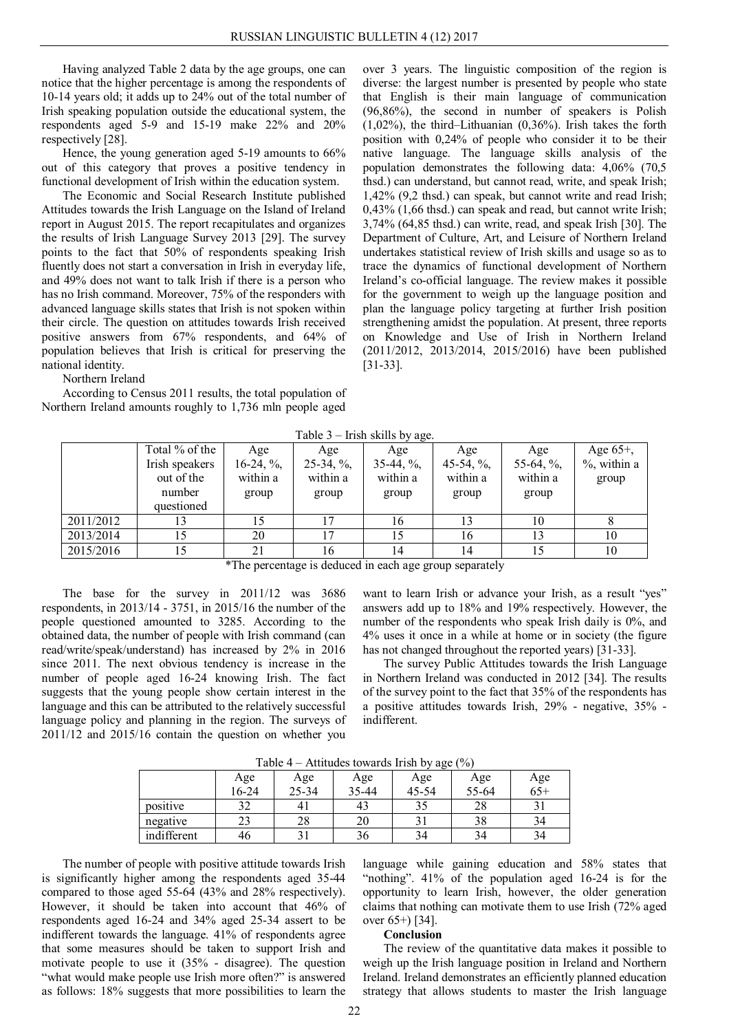Having analyzed Table 2 data by the age groups, one can notice that the higher percentage is among the respondents of 10-14 years old; it adds up to 24% out of the total number of Irish speaking population outside the educational system, the respondents aged 5-9 and 15-19 make 22% and 20% respectively [28].

Hence, the young generation aged 5-19 amounts to 66% out of this category that proves a positive tendency in functional development of Irish within the education system.

The Economic and Social Research Institute published Attitudes towards the Irish Language on the Island of Ireland report in August 2015. The report recapitulates and organizes the results of Irish Language Survey 2013 [29]. The survey points to the fact that 50% of respondents speaking Irish fluently does not start a conversation in Irish in everyday life, and 49% does not want to talk Irish if there is a person who has no Irish command. Moreover, 75% of the responders with advanced language skills states that Irish is not spoken within their circle. The question on attitudes towards Irish received positive answers from 67% respondents, and 64% of population believes that Irish is critical for preserving the national identity.

Northern Ireland

According to Census 2011 results, the total population of Northern Ireland amounts roughly to 1,736 mln people aged over 3 years. The linguistic composition of the region is diverse: the largest number is presented by people who state that English is their main language of communication (96,86%), the second in number of speakers is Polish (1,02%), the third–Lithuanian (0,36%). Irish takes the forth position with 0,24% of people who consider it to be their native language. The language skills analysis of the population demonstrates the following data: 4,06% (70,5 thsd.) can understand, but cannot read, write, and speak Irish; 1,42% (9,2 thsd.) can speak, but cannot write and read Irish; 0,43% (1,66 thsd.) can speak and read, but cannot write Irish; 3,74% (64,85 thsd.) can write, read, and speak Irish [30]. The Department of Culture, Art, and Leisure of Northern Ireland undertakes statistical review of Irish skills and usage so as to trace the dynamics of functional development of Northern Ireland's co-official language. The review makes it possible for the government to weigh up the language position and plan the language policy targeting at further Irish position strengthening amidst the population. At present, three reports on Knowledge and Use of Irish in Northern Ireland (2011/2012, 2013/2014, 2015/2016) have been published [31-33].

Table 3 – Irish skills by age.

| | Total % of the Irish speakers out of the number questioned | Age 16-24, %, within a group | Age 25-34, %, within a group | Age 35-44, %, within a group | Age 45-54, %, within a group | Age 55-64, %, within a group | Age 65+, %, within a group |
|---|---|---|---|---|---|---|---|
| 2011/2012 | 13 | 15 | 17 | 16 | 13 | 10 | 8 |
| 2013/2014 | 15 | 20 | 17 | 15 | 16 | 13 | 10 |
| 2015/2016 | 15 | 21 | 16 | 14 | 14 | 15 | 10 |

*The percentage is deduced in each age group separately

The base for the survey in 2011/12 was 3686 respondents, in 2013/14 - 3751, in 2015/16 the number of the people questioned amounted to 3285. According to the obtained data, the number of people with Irish command (can read/write/speak/understand) has increased by 2% in 2016 since 2011. The next obvious tendency is increase in the number of people aged 16-24 knowing Irish. The fact suggests that the young people show certain interest in the language and this can be attributed to the relatively successful language policy and planning in the region. The surveys of 2011/12 and 2015/16 contain the question on whether you want to learn Irish or advance your Irish, as a result "yes" answers add up to 18% and 19% respectively. However, the number of the respondents who speak Irish daily is 0%, and 4% uses it once in a while at home or in society (the figure has not changed throughout the reported years) [31-33].

The survey Public Attitudes towards the Irish Language in Northern Ireland was conducted in 2012 [34]. The results of the survey point to the fact that 35% of the respondents has a positive attitudes towards Irish, 29% - negative, 35% - indifferent.

Table 4 – Attitudes towards Irish by age (%)

| | Age 16-24 | Age 25-34 | Age 35-44 | Age 45-54 | Age 55-64 | Age 65+ |
|---|---|---|---|---|---|---|
| positive | 32 | 41 | 43 | 35 | 28 | 31 |
| negative | 23 | 28 | 20 | 31 | 38 | 34 |
| indifferent | 46 | 31 | 36 | 34 | 34 | 34 |

The number of people with positive attitude towards Irish is significantly higher among the respondents aged 35-44 compared to those aged 55-64 (43% and 28% respectively). However, it should be taken into account that 46% of respondents aged 16-24 and 34% aged 25-34 assert to be indifferent towards the language. 41% of respondents agree that some measures should be taken to support Irish and motivate people to use it (35% - disagree). The question "what would make people use Irish more often?" is answered as follows: 18% suggests that more possibilities to learn the language while gaining education and 58% states that "nothing". 41% of the population aged 16-24 is for the opportunity to learn Irish, however, the older generation claims that nothing can motivate them to use Irish (72% aged over 65+) [34].

**Conclusion**

The review of the quantitative data makes it possible to weigh up the Irish language position in Ireland and Northern Ireland. Ireland demonstrates an efficiently planned education strategy that allows students to master the Irish language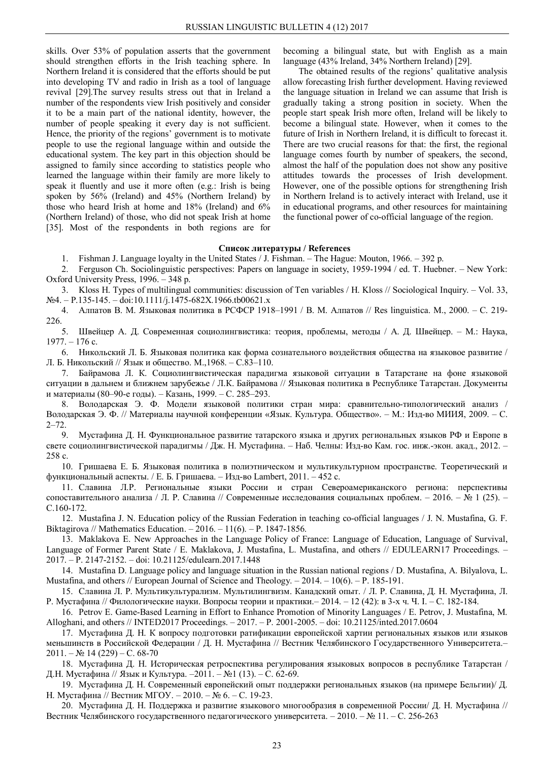skills. Over 53% of population asserts that the government should strengthen efforts in the Irish teaching sphere. In Northern Ireland it is considered that the efforts should be put into developing TV and radio in Irish as a tool of language revival [29].The survey results stress out that in Ireland a number of the respondents view Irish positively and consider it to be a main part of the national identity, however, the number of people speaking it every day is not sufficient. Hence, the priority of the regions' government is to motivate people to use the regional language within and outside the educational system. The key part in this objection should be assigned to family since according to statistics people who learned the language within their family are more likely to speak it fluently and use it more often (e.g.: Irish is being spoken by 56% (Ireland) and 45% (Northern Ireland) by those who heard Irish at home and 18% (Ireland) and 6% (Northern Ireland) of those, who did not speak Irish at home [35]. Most of the respondents in both regions are for becoming a bilingual state, but with English as a main language (43% Ireland, 34% Northern Ireland) [29].

The obtained results of the regions' qualitative analysis allow forecasting Irish further development. Having reviewed the language situation in Ireland we can assume that Irish is gradually taking a strong position in society. When the people start speak Irish more often, Ireland will be likely to become a bilingual state. However, when it comes to the future of Irish in Northern Ireland, it is difficult to forecast it. There are two crucial reasons for that: the first, the regional language comes fourth by number of speakers, the second, almost the half of the population does not show any positive attitudes towards the processes of Irish development. However, one of the possible options for strengthening Irish in Northern Ireland is to actively interact with Ireland, use it in educational programs, and other resources for maintaining the functional power of co-official language of the region.

## Список литературы / References

1. Fishman J. Language loyalty in the United States / J. Fishman. – The Hague: Mouton, 1966. – 392 p.
2. Ferguson Ch. Sociolinguistic perspectives: Papers on language in society, 1959-1994 / ed. T. Huebner. – New York: Oxford University Press, 1996. – 348 p.
3. Kloss H. Types of multilingual communities: discussion of Ten variables / H. Kloss // Sociological Inquiry. – Vol. 33, №4. – P.135-145. – doi:10.1111/j.1475-682X.1966.tb00621.x
4. Алпатов В. М. Языковая политика в РСФСР 1918–1991 / В. М. Алпатов // Res linguistica. М., 2000. – С. 219-226.
5. Швейцер А. Д. Современная социолингвистика: теория, проблемы, методы / А. Д. Швейцер. – М.: Наука, 1977. – 176 с.
6. Никольский Л. Б. Языковая политика как форма сознательного воздействия общества на языковое развитие / Л. Б. Никольский // Язык и общество. М.,1968. – С.83–110.
7. Байрамова Л. К. Социолингвистическая парадигма языковой ситуации в Татарстане на фоне языковой ситуации в дальнем и ближнем зарубежье / Л.К. Байрамова // Языковая политика в Республике Татарстан. Документы и материалы (80–90-е годы). – Казань, 1999. – С. 285–293.
8. Володарская Э. Ф. Модели языковой политики стран мира: сравнительно-типологический анализ / Володарская Э. Ф. // Материалы научной конференции «Язык. Культура. Общество». – М.: Изд-во МИИЯ, 2009. – С. 2–72.
9. Мустафина Д. Н. Функциональное развитие татарского языка и других региональных языков РФ и Европе в свете социолингвистической парадигмы / Дж. Н. Мустафина. – Наб. Челны: Изд-во Кам. гос. инж.-экон. акад., 2012. – 258 с.
10. Гришаева Е. Б. Языковая политика в полиэтническом и мультикультурном пространстве. Теоретический и функциональный аспекты. / Е. Б. Гришаева. – Изд-во Lambert, 2011. – 452 с.
11. Славина Л.Р. Региональные языки России и стран Североамериканского региона: перспективы сопоставительного анализа / Л. Р. Славина // Современные исследования социальных проблем. – 2016. – № 1 (25). – С.160-172.
12. Mustafina J. N. Education policy of the Russian Federation in teaching co-official languages / J. N. Mustafina, G. F. Biktagirova // Mathematics Education. – 2016. – 11(6). – P. 1847-1856.
13. Maklakova E. New Approaches in the Language Policy of France: Language of Education, Language of Survival, Language of Former Parent State / E. Maklakova, J. Mustafina, L. Mustafina, and others // EDULEARN17 Proceedings. – 2017. – P. 2147-2152. – doi: 10.21125/edulearn.2017.1448
14. Mustafina D. Language policy and language situation in the Russian national regions / D. Mustafina, A. Bilyalova, L. Mustafina, and others // European Journal of Science and Theology. – 2014. – 10(6). – P. 185-191.
15. Славина Л. Р. Мультикультурализм. Мультилингвизм. Канадский опыт. / Л. Р. Славина, Д. Н. Мустафина, Л. Р. Мустафина // Филологические науки. Вопросы теории и практики.– 2014. – 12 (42): в 3-х ч. Ч. I. – С. 182-184.
16. Petrov E. Game-Based Learning in Effort to Enhance Promotion of Minority Languages / E. Petrov, J. Mustafina, M. Alloghani, and others // INTED2017 Proceedings. – 2017. – P. 2001-2005. – doi: 10.21125/inted.2017.0604
17. Мустафина Д. Н. К вопросу подготовки ратификации европейской хартии региональных языков или языков меньшинств в Российской Федерации / Д. Н. Мустафина // Вестник Челябинского Государственного Университета.– 2011. – № 14 (229) – С. 68-70
18. Мустафина Д. Н. Историческая ретроспектива регулирования языковых вопросов в республике Татарстан / Д.Н. Мустафина // Язык и Культура. –2011. – №1 (13). – С. 62-69.
19. Мустафина Д. Н. Современный европейский опыт поддержки региональных языков (на примере Бельгии)/ Д. Н. Мустафина // Вестник МГОУ. – 2010. – № 6. – С. 19-23.
20. Мустафина Д. Н. Поддержка и развитие языкового многообразия в современной России/ Д. Н. Мустафина // Вестник Челябинского государственного педагогического университета. – 2010. – № 11. – С. 256-263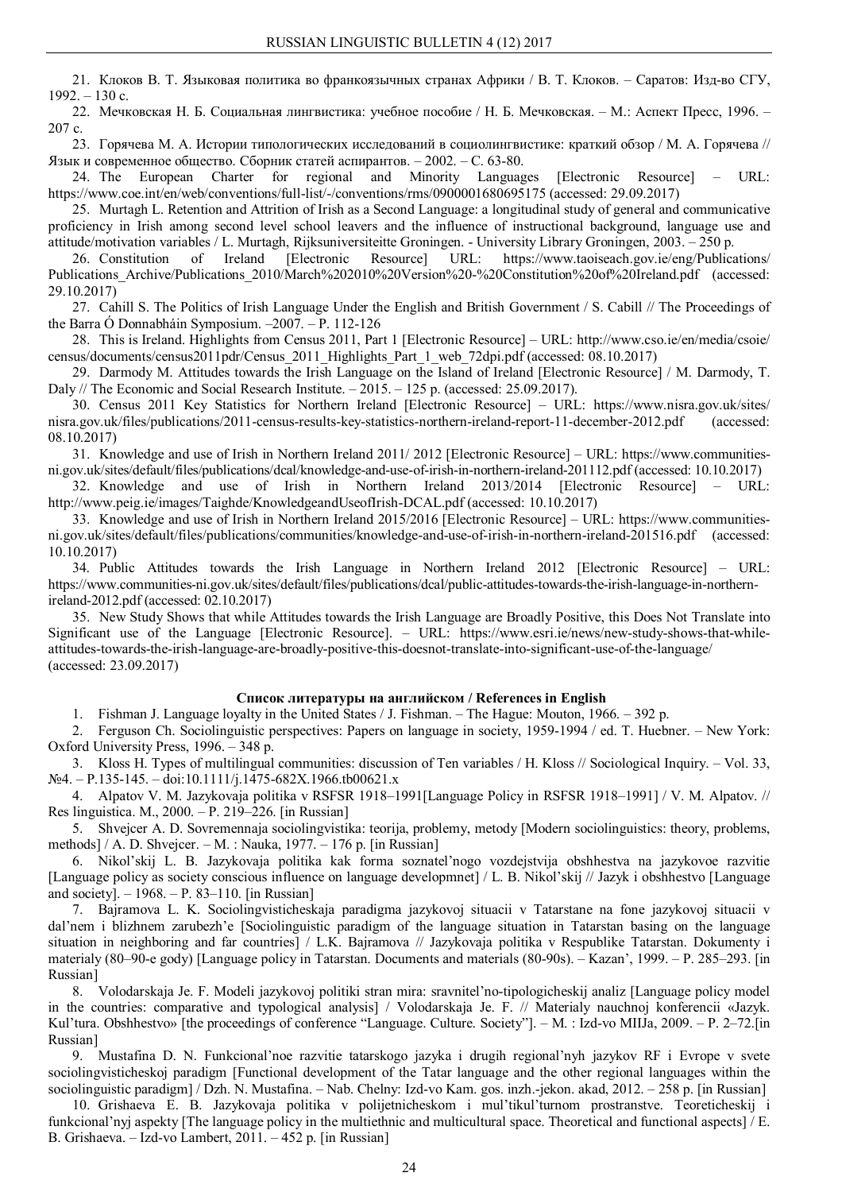21. Клоков В. Т. Языковая политика во франкоязычных странах Африки / В. Т. Клоков. – Саратов: Изд-во СГУ, 1992. – 130 с.

22. Мечковская Н. Б. Социальная лингвистика: учебное пособие / Н. Б. Мечковская. – М.: Аспект Пресс, 1996. – 207 с.

23. Горячева М. А. Истории типологических исследований в социолингвистике: краткий обзор / М. А. Горячева // Язык и современное общество. Сборник статей аспирантов. – 2002. – С. 63-80.

24. The European Charter for regional and Minority Languages [Electronic Resource] – URL: https://www.coe.int/en/web/conventions/full-list/-/conventions/rms/0900001680695175 (accessed: 29.09.2017)

25. Murtagh L. Retention and Attrition of Irish as a Second Language: a longitudinal study of general and communicative proficiency in Irish among second level school leavers and the influence of instructional background, language use and attitude/motivation variables / L. Murtagh, Rijksuniversiteitte Groningen. - University Library Groningen, 2003. – 250 p.

26. Constitution of Ireland [Electronic Resource] URL: https://www.taoiseach.gov.ie/eng/Publications/Publications_Archive/Publications_2010/March%202010%20Version%20-%20Constitution%20of%20Ireland.pdf (accessed: 29.10.2017)

27. Cahill S. The Politics of Irish Language Under the English and British Government / S. Cabill // The Proceedings of the Barra Ó Donnabháin Symposium. –2007. – P. 112-126

28. This is Ireland. Highlights from Census 2011, Part 1 [Electronic Resource] – URL: http://www.cso.ie/en/media/csoie/census/documents/census2011pdr/Census_2011_Highlights_Part_1_web_72dpi.pdf (accessed: 08.10.2017)

29. Darmody M. Attitudes towards the Irish Language on the Island of Ireland [Electronic Resource] / M. Darmody, T. Daly // The Economic and Social Research Institute. – 2015. – 125 p. (accessed: 25.09.2017).

30. Census 2011 Key Statistics for Northern Ireland [Electronic Resource] – URL: https://www.nisra.gov.uk/sites/nisra.gov.uk/files/publications/2011-census-results-key-statistics-northern-ireland-report-11-december-2012.pdf (accessed: 08.10.2017)

31. Knowledge and use of Irish in Northern Ireland 2011/ 2012 [Electronic Resource] – URL: https://www.communities-ni.gov.uk/sites/default/files/publications/dcal/knowledge-and-use-of-irish-in-northern-ireland-201112.pdf (accessed: 10.10.2017)

32. Knowledge and use of Irish in Northern Ireland 2013/2014 [Electronic Resource] – URL: http://www.peig.ie/images/Taighde/KnowledgeandUseofIrish-DCAL.pdf (accessed: 10.10.2017)

33. Knowledge and use of Irish in Northern Ireland 2015/2016 [Electronic Resource] – URL: https://www.communities-ni.gov.uk/sites/default/files/publications/communities/knowledge-and-use-of-irish-in-northern-ireland-201516.pdf (accessed: 10.10.2017)

34. Public Attitudes towards the Irish Language in Northern Ireland 2012 [Electronic Resource] – URL: https://www.communities-ni.gov.uk/sites/default/files/publications/dcal/public-attitudes-towards-the-irish-language-in-northern-ireland-2012.pdf (accessed: 02.10.2017)

35. New Study Shows that while Attitudes towards the Irish Language are Broadly Positive, this Does Not Translate into Significant use of the Language [Electronic Resource]. – URL: https://www.esri.ie/news/new-study-shows-that-while-attitudes-towards-the-irish-language-are-broadly-positive-this-doesnot-translate-into-significant-use-of-the-language/ (accessed: 23.09.2017)

## Список литературы на английском / References in English

1. Fishman J. Language loyalty in the United States / J. Fishman. – The Hague: Mouton, 1966. – 392 p.

2. Ferguson Ch. Sociolinguistic perspectives: Papers on language in society, 1959-1994 / ed. T. Huebner. – New York: Oxford University Press, 1996. – 348 p.

3. Kloss H. Types of multilingual communities: discussion of Ten variables / H. Kloss // Sociological Inquiry. – Vol. 33, №4. – P.135-145. – doi:10.1111/j.1475-682X.1966.tb00621.x

4. Alpatov V. M. Jazykovaja politika v RSFSR 1918–1991[Language Policy in RSFSR 1918–1991] / V. M. Alpatov. // Res linguistica. M., 2000. – P. 219–226. [in Russian]

5. Shvejcer A. D. Sovremennaja sociolingvistika: teorija, problemy, metody [Modern sociolinguistics: theory, problems, methods] / A. D. Shvejcer. – M. : Nauka, 1977. – 176 p. [in Russian]

6. Nikol'skij L. B. Jazykovaja politika kak forma soznatel'nogo vozdejstvija obshhestva na jazykovoe razvitie [Language policy as society conscious influence on language developmnet] / L. B. Nikol'skij // Jazyk i obshhestvo [Language and society]. – 1968. – P. 83–110. [in Russian]

7. Bajramova L. K. Sociolingvisticheskaja paradigma jazykovoj situacii v Tatarstane na fone jazykovoj situacii v dal'nem i blizhnem zarubezh'e [Sociolinguistic paradigm of the language situation in Tatarstan basing on the language situation in neighboring and far countries] / L.K. Bajramova // Jazykovaja politika v Respublike Tatarstan. Dokumenty i materialy (80–90-e gody) [Language policy in Tatarstan. Documents and materials (80-90s). – Kazan', 1999. – P. 285–293. [in Russian]

8. Volodarskaja Je. F. Modeli jazykovoj politiki stran mira: sravnitel'no-tipologicheskij analiz [Language policy model in the countries: comparative and typological analysis] / Volodarskaja Je. F. // Materialy nauchnoj konferencii «Jazyk. Kul'tura. Obshhestvo» [the proceedings of conference "Language. Culture. Society"]. – M. : Izd-vo MIIJa, 2009. – P. 2–72.[in Russian]

9. Mustafina D. N. Funkcional'noe razvitie tatarskogo jazyka i drugih regional'nyh jazykov RF i Evrope v svete sociolingvisticheskoj paradigm [Functional development of the Tatar language and the other regional languages within the sociolinguistic paradigm] / Dzh. N. Mustafina. – Nab. Chelny: Izd-vo Kam. gos. inzh.-jekon. akad, 2012. – 258 p. [in Russian]

10. Grishaeva E. B. Jazykovaja politika v polijetnicheskom i mul'tikul'turnom prostranstve. Teoreticheskij i funkcional'nyj aspekty [The language policy in the multiethnic and multicultural space. Theoretical and functional aspects] / E. B. Grishaeva. – Izd-vo Lambert, 2011. – 452 p. [in Russian]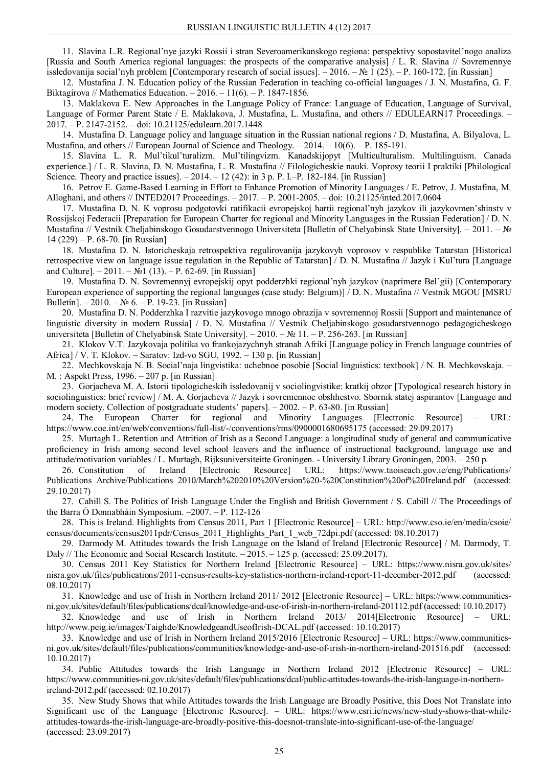11. Slavina L.R. Regional'nye jazyki Rossii i stran Severoamerikanskogo regiona: perspektivy sopostavitel'nogo analiza [Russia and South America regional languages: the prospects of the comparative analysis] / L. R. Slavina // Sovremennye issledovanija social'nyh problem [Contemporary research of social issues]. – 2016. – № 1 (25). – P. 160-172. [in Russian]

12. Mustafina J. N. Education policy of the Russian Federation in teaching co-official languages / J. N. Mustafina, G. F. Biktagirova // Mathematics Education. – 2016. – 11(6). – P. 1847-1856.

13. Maklakova E. New Approaches in the Language Policy of France: Language of Education, Language of Survival, Language of Former Parent State / E. Maklakova, J. Mustafina, L. Mustafina, and others // EDULEARN17 Proceedings. – 2017. – P. 2147-2152. – doi: 10.21125/edulearn.2017.1448

14. Mustafina D. Language policy and language situation in the Russian national regions / D. Mustafina, A. Bilyalova, L. Mustafina, and others // European Journal of Science and Theology. – 2014. – 10(6). – P. 185-191.

15. Slavina L. R. Mul'tikul'turalizm. Mul'tilingvizm. Kanadskijopyt [Multiculturalism. Multilinguism. Canada experience.] / L. R. Slavina, D. N. Mustafina, L. R. Mustafina // Filologicheskie nauki. Voprosy teorii I praktiki [Philological Science. Theory and practice issues]. – 2014. – 12 (42): in 3 p. P. I.–P. 182-184. [in Russian]

16. Petrov E. Game-Based Learning in Effort to Enhance Promotion of Minority Languages / E. Petrov, J. Mustafina, M. Alloghani, and others // INTED2017 Proceedings. – 2017. – P. 2001-2005. – doi: 10.21125/inted.2017.0604

17. Mustafina D. N. K voprosu podgotovki ratifikacii evropejskoj hartii regional'nyh jazykov ili jazykovmen'shinstv v Rossijskoj Federacii [Preparation for European Charter for regional and Minority Languages in the Russian Federation] / D. N. Mustafina // Vestnik Cheljabinskogo Gosudarstvennogo Universiteta [Bulletin of Chelyabinsk State University]. – 2011. – № 14 (229) – P. 68-70. [in Russian]

18. Mustafina D. N. Istoricheskaja retrospektiva regulirovanija jazykovyh voprosov v respublike Tatarstan [Historical retrospective view on language issue regulation in the Republic of Tatarstan] / D. N. Mustafina // Jazyk i Kul'tura [Language and Culture]. – 2011. – №1 (13). – P. 62-69. [in Russian]

19. Mustafina D. N. Sovremennyj evropejskij opyt podderzhki regional'nyh jazykov (naprimere Bel'gii) [Contemporary European experience of supporting the regional languages (case study: Belgium)] / D. N. Mustafina // Vestnik MGOU [MSRU Bulletin]. – 2010. – № 6. – P. 19-23. [in Russian]

20. Mustafina D. N. Podderzhka I razvitie jazykovogo mnogo obrazija v sovremennoj Rossii [Support and maintenance of linguistic diversity in modern Russia] / D. N. Mustafina // Vestnik Cheljabinskogo gosudarstvennogo pedagogicheskogo universiteta [Bulletin of Chelyabinsk State University]. – 2010. – № 11. – P. 256-263. [in Russian]

21. Klokov V.T. Jazykovaja politika vo frankojazychnyh stranah Afriki [Language policy in French language countries of Africa] / V. T. Klokov. – Saratov: Izd-vo SGU, 1992. – 130 p. [in Russian]

22. Mechkovskaja N. B. Social'naja lingvistika: uchebnoe posobie [Social linguistics: textbook] / N. B. Mechkovskaja. – M. : Aspekt Press, 1996. – 207 p. [in Russian]

23. Gorjacheva M. A. Istorii tipologicheskih issledovanij v sociolingvistike: kratkij obzor [Typological research history in sociolinguistics: brief review] / M. A. Gorjacheva // Jazyk i sovremennoe obshhestvo. Sbornik statej aspirantov [Language and modern society. Collection of postgraduate students' papers]. – 2002. – P. 63-80. [in Russian]

24. The European Charter for regional and Minority Languages [Electronic Resource] – URL: https://www.coe.int/en/web/conventions/full-list/-/conventions/rms/0900001680695175 (accessed: 29.09.2017)

25. Murtagh L. Retention and Attrition of Irish as a Second Language: a longitudinal study of general and communicative proficiency in Irish among second level school leavers and the influence of instructional background, language use and attitude/motivation variables / L. Murtagh, Rijksuniversiteitte Groningen. - University Library Groningen, 2003. – 250 p.

26. Constitution of Ireland [Electronic Resource] URL: https://www.taoiseach.gov.ie/eng/Publications/Publications_Archive/Publications_2010/March%202010%20Version%20-%20Constitution%20of%20Ireland.pdf (accessed: 29.10.2017)

27. Cahill S. The Politics of Irish Language Under the English and British Government / S. Cabill // The Proceedings of the Barra Ó Donnabháin Symposium. –2007. – P. 112-126

28. This is Ireland. Highlights from Census 2011, Part 1 [Electronic Resource] – URL: http://www.cso.ie/en/media/csoie/census/documents/census2011pdr/Census_2011_Highlights_Part_1_web_72dpi.pdf (accessed: 08.10.2017)

29. Darmody M. Attitudes towards the Irish Language on the Island of Ireland [Electronic Resource] / M. Darmody, T. Daly // The Economic and Social Research Institute. – 2015. – 125 p. (accessed: 25.09.2017).

30. Census 2011 Key Statistics for Northern Ireland [Electronic Resource] – URL: https://www.nisra.gov.uk/sites/nisra.gov.uk/files/publications/2011-census-results-key-statistics-northern-ireland-report-11-december-2012.pdf (accessed: 08.10.2017)

31. Knowledge and use of Irish in Northern Ireland 2011/ 2012 [Electronic Resource] – URL: https://www.communities-ni.gov.uk/sites/default/files/publications/dcal/knowledge-and-use-of-irish-in-northern-ireland-201112.pdf (accessed: 10.10.2017)

32. Knowledge and use of Irish in Northern Ireland 2013/ 2014[Electronic Resource] – URL: http://www.peig.ie/images/Taighde/KnowledgeandUseofIrish-DCAL.pdf (accessed: 10.10.2017)

33. Knowledge and use of Irish in Northern Ireland 2015/2016 [Electronic Resource] – URL: https://www.communities-ni.gov.uk/sites/default/files/publications/communities/knowledge-and-use-of-irish-in-northern-ireland-201516.pdf (accessed: 10.10.2017)

34. Public Attitudes towards the Irish Language in Northern Ireland 2012 [Electronic Resource] – URL: https://www.communities-ni.gov.uk/sites/default/files/publications/dcal/public-attitudes-towards-the-irish-language-in-northern-ireland-2012.pdf (accessed: 02.10.2017)

35. New Study Shows that while Attitudes towards the Irish Language are Broadly Positive, this Does Not Translate into Significant use of the Language [Electronic Resource]. – URL: https://www.esri.ie/news/new-study-shows-that-while-attitudes-towards-the-irish-language-are-broadly-positive-this-doesnot-translate-into-significant-use-of-the-language/ (accessed: 23.09.2017)